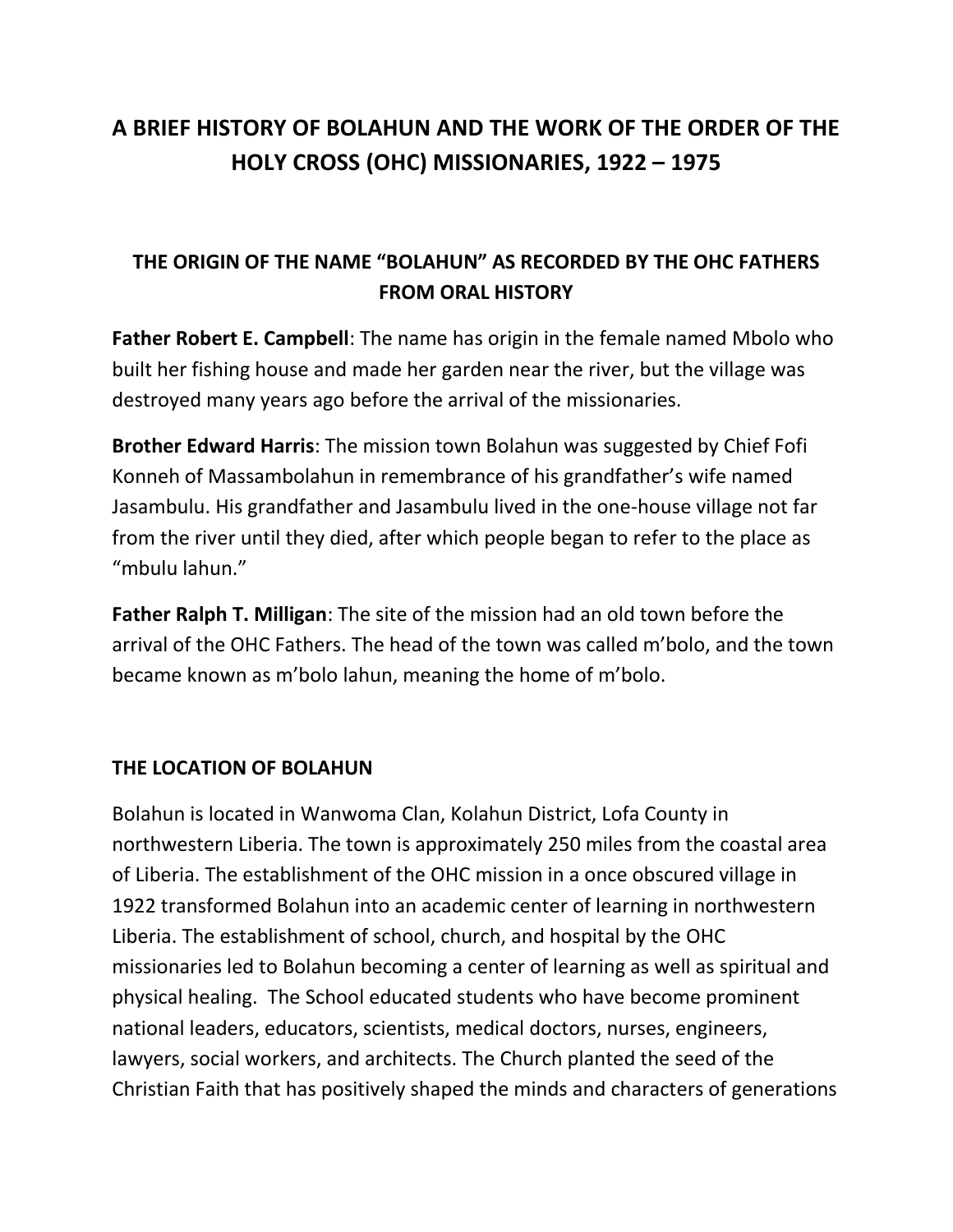# A BRIEF HISTORY OF BOLAHUN AND THE WORK OF THE ORDER OF THE HOLY CROSS (OHC) MISSIONARIES, 1922 – 1975

## THE ORIGIN OF THE NAME "BOLAHUN" AS RECORDED BY THE OHC FATHERS FROM ORAL HISTORY

**Father Robert E. Campbell**: The name has origin in the female named Mbolo who built her fishing house and made her garden near the river, but the village was destroyed many years ago before the arrival of the missionaries.

**Brother Edward Harris**: The mission town Bolahun was suggested by Chief Fofi Konneh of Massambolahun in remembrance of his grandfather's wife named Jasambulu. His grandfather and Jasambulu lived in the one-house village not far from the river until they died, after which people began to refer to the place as "mbulu lahun."

**Father Ralph T. Milligan**: The site of the mission had an old town before the arrival of the OHC Fathers. The head of the town was called m'bolo, and the town became known as m'bolo lahun, meaning the home of m'bolo.

## THE LOCATION OF BOLAHUN

Bolahun is located in Wanwoma Clan, Kolahun District, Lofa County in northwestern Liberia. The town is approximately 250 miles from the coastal area of Liberia. The establishment of the OHC mission in a once obscured village in 1922 transformed Bolahun into an academic center of learning in northwestern Liberia. The establishment of school, church, and hospital by the OHC missionaries led to Bolahun becoming a center of learning as well as spiritual and physical healing. The School educated students who have become prominent national leaders, educators, scientists, medical doctors, nurses, engineers, lawyers, social workers, and architects. The Church planted the seed of the Christian Faith that has positively shaped the minds and characters of generations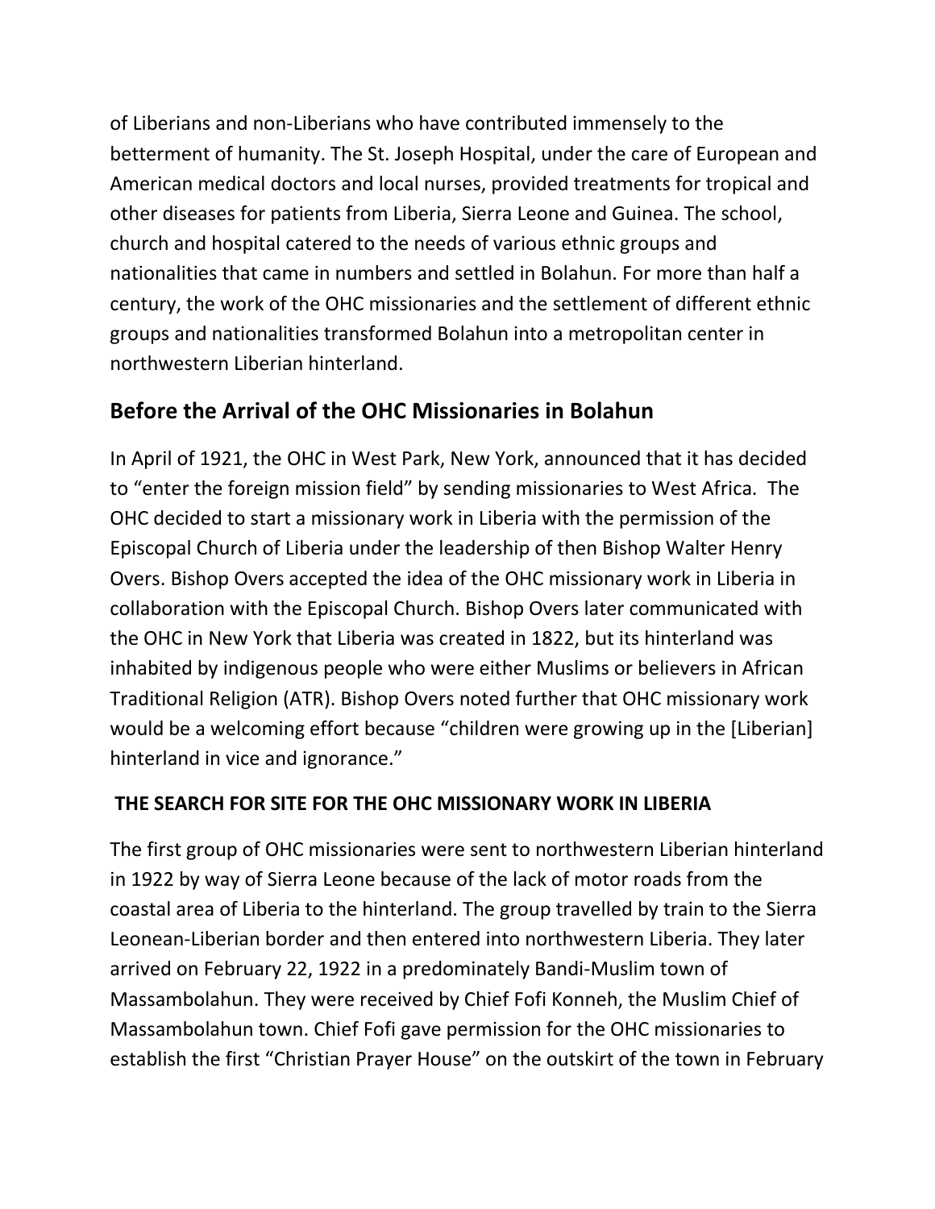of Liberians and non-Liberians who have contributed immensely to the betterment of humanity. The St. Joseph Hospital, under the care of European and American medical doctors and local nurses, provided treatments for tropical and other diseases for patients from Liberia, Sierra Leone and Guinea. The school, church and hospital catered to the needs of various ethnic groups and nationalities that came in numbers and settled in Bolahun. For more than half a century, the work of the OHC missionaries and the settlement of different ethnic groups and nationalities transformed Bolahun into a metropolitan center in northwestern Liberian hinterland.

## Before the Arrival of the OHC Missionaries in Bolahun

In April of 1921, the OHC in West Park, New York, announced that it has decided to "enter the foreign mission field" by sending missionaries to West Africa. The OHC decided to start a missionary work in Liberia with the permission of the Episcopal Church of Liberia under the leadership of then Bishop Walter Henry Overs. Bishop Overs accepted the idea of the OHC missionary work in Liberia in collaboration with the Episcopal Church. Bishop Overs later communicated with the OHC in New York that Liberia was created in 1822, but its hinterland was inhabited by indigenous people who were either Muslims or believers in African Traditional Religion (ATR). Bishop Overs noted further that OHC missionary work would be a welcoming effort because "children were growing up in the [Liberian] hinterland in vice and ignorance."

### THE SEARCH FOR SITE FOR THE OHC MISSIONARY WORK IN LIBERIA

The first group of OHC missionaries were sent to northwestern Liberian hinterland in 1922 by way of Sierra Leone because of the lack of motor roads from the coastal area of Liberia to the hinterland. The group travelled by train to the Sierra Leonean-Liberian border and then entered into northwestern Liberia. They later arrived on February 22, 1922 in a predominately Bandi-Muslim town of Massambolahun. They were received by Chief Fofi Konneh, the Muslim Chief of Massambolahun town. Chief Fofi gave permission for the OHC missionaries to establish the first "Christian Prayer House" on the outskirt of the town in February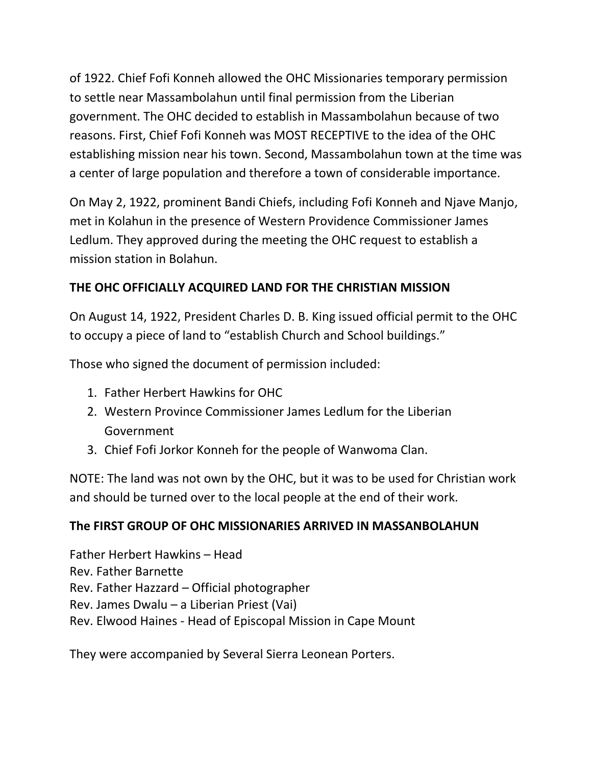of 1922. Chief Fofi Konneh allowed the OHC Missionaries temporary permission to settle near Massambolahun until final permission from the Liberian government. The OHC decided to establish in Massambolahun because of two reasons. First, Chief Fofi Konneh was MOST RECEPTIVE to the idea of the OHC establishing mission near his town. Second, Massambolahun town at the time was a center of large population and therefore a town of considerable importance.

On May 2, 1922, prominent Bandi Chiefs, including Fofi Konneh and Njave Manjo, met in Kolahun in the presence of Western Providence Commissioner James Ledlum. They approved during the meeting the OHC request to establish a mission station in Bolahun.

**THE OHC OFFICIALLY ACQUIRED LAND FOR THE CHRISTIAN MISSION**

On August 14, 1922, President Charles D. B. King issued official permit to the OHC to occupy a piece of land to "establish Church and School buildings."

Those who signed the document of permission included:

1. Father Herbert Hawkins for OHC
2. Western Province Commissioner James Ledlum for the Liberian Government
3. Chief Fofi Jorkor Konneh for the people of Wanwoma Clan.

NOTE: The land was not own by the OHC, but it was to be used for Christian work and should be turned over to the local people at the end of their work.

**The FIRST GROUP OF OHC MISSIONARIES ARRIVED IN MASSANBOLAHUN**

Father Herbert Hawkins – Head
Rev. Father Barnette
Rev. Father Hazzard – Official photographer
Rev. James Dwalu – a Liberian Priest (Vai)
Rev. Elwood Haines - Head of Episcopal Mission in Cape Mount

They were accompanied by Several Sierra Leonean Porters.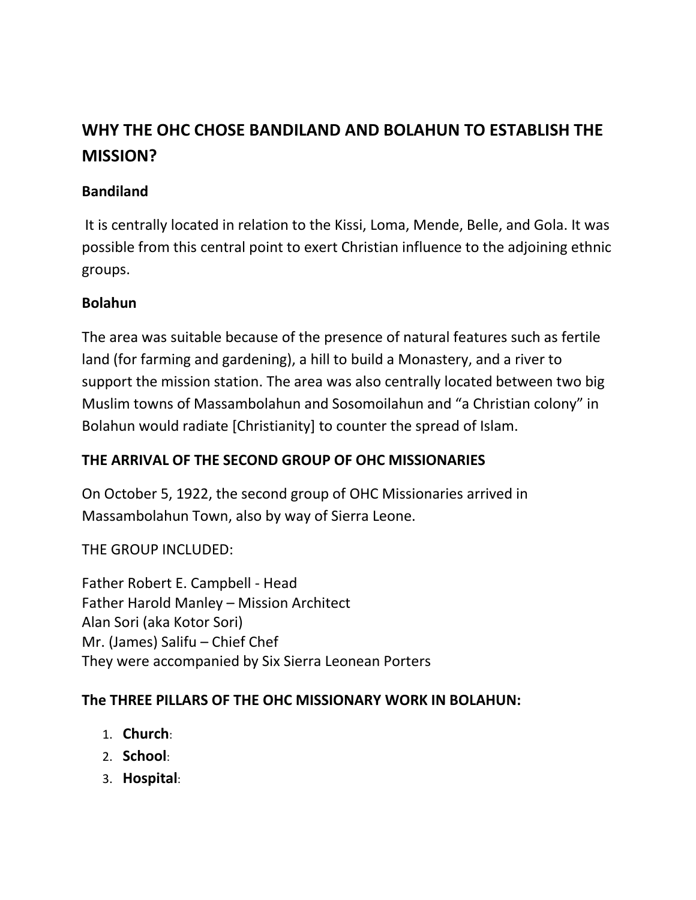## WHY THE OHC CHOSE BANDILAND AND BOLAHUN TO ESTABLISH THE MISSION?

**Bandiland**

It is centrally located in relation to the Kissi, Loma, Mende, Belle, and Gola. It was possible from this central point to exert Christian influence to the adjoining ethnic groups.

**Bolahun**

The area was suitable because of the presence of natural features such as fertile land (for farming and gardening), a hill to build a Monastery, and a river to support the mission station. The area was also centrally located between two big Muslim towns of Massambolahun and Sosomoilahun and "a Christian colony" in Bolahun would radiate [Christianity] to counter the spread of Islam.

## THE ARRIVAL OF THE SECOND GROUP OF OHC MISSIONARIES

On October 5, 1922, the second group of OHC Missionaries arrived in Massambolahun Town, also by way of Sierra Leone.

THE GROUP INCLUDED:

Father Robert E. Campbell - Head
Father Harold Manley – Mission Architect
Alan Sori (aka Kotor Sori)
Mr. (James) Salifu – Chief Chef
They were accompanied by Six Sierra Leonean Porters

## The THREE PILLARS OF THE OHC MISSIONARY WORK IN BOLAHUN:

1. **Church**:
2. **School**:
3. **Hospital**: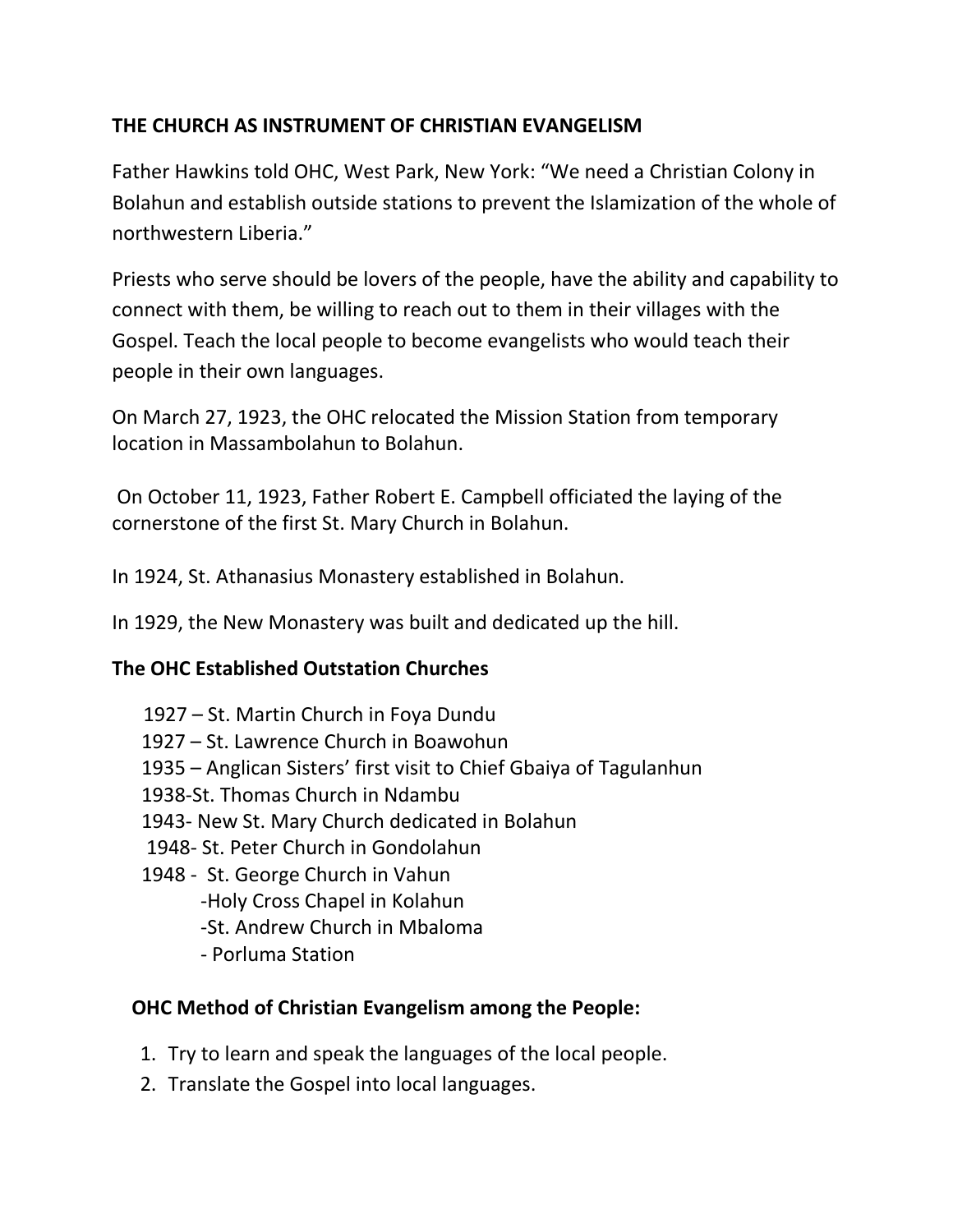**THE CHURCH AS INSTRUMENT OF CHRISTIAN EVANGELISM**

Father Hawkins told OHC, West Park, New York: "We need a Christian Colony in Bolahun and establish outside stations to prevent the Islamization of the whole of northwestern Liberia."

Priests who serve should be lovers of the people, have the ability and capability to connect with them, be willing to reach out to them in their villages with the Gospel. Teach the local people to become evangelists who would teach their people in their own languages.

On March 27, 1923, the OHC relocated the Mission Station from temporary location in Massambolahun to Bolahun.

On October 11, 1923, Father Robert E. Campbell officiated the laying of the cornerstone of the first St. Mary Church in Bolahun.

In 1924, St. Athanasius Monastery established in Bolahun.

In 1929, the New Monastery was built and dedicated up the hill.

**The OHC Established Outstation Churches**

1927 – St. Martin Church in Foya Dundu
1927 – St. Lawrence Church in Boawohun
1935 – Anglican Sisters' first visit to Chief Gbaiya of Tagulanhun
1938-St. Thomas Church in Ndambu
1943- New St. Mary Church dedicated in Bolahun
1948- St. Peter Church in Gondolahun
1948 - St. George Church in Vahun
- -Holy Cross Chapel in Kolahun
- -St. Andrew Church in Mbaloma
- Porluma Station

**OHC Method of Christian Evangelism among the People:**

1. Try to learn and speak the languages of the local people.
2. Translate the Gospel into local languages.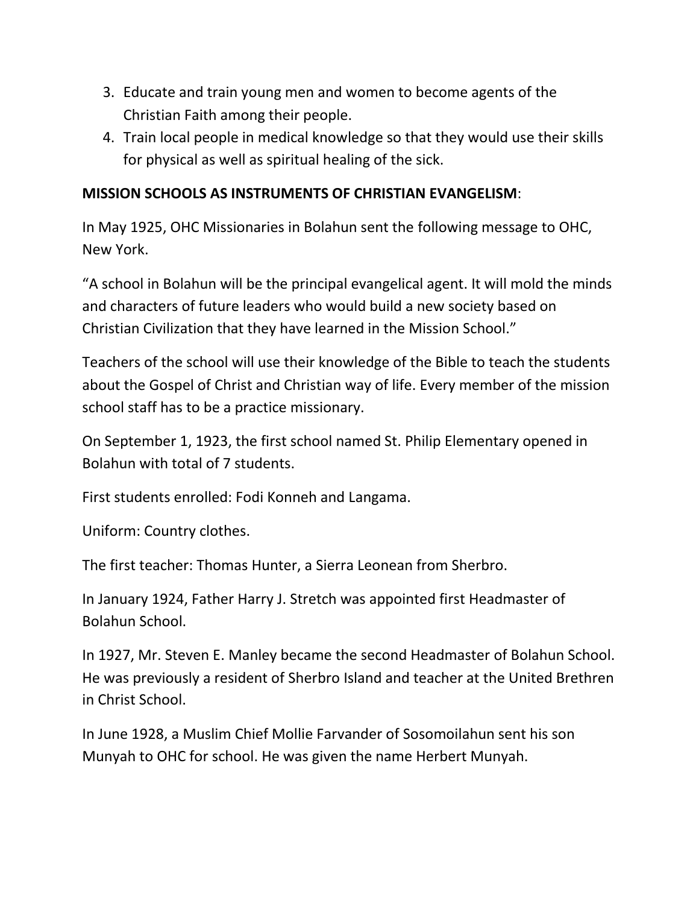3. Educate and train young men and women to become agents of the Christian Faith among their people.
4. Train local people in medical knowledge so that they would use their skills for physical as well as spiritual healing of the sick.

**MISSION SCHOOLS AS INSTRUMENTS OF CHRISTIAN EVANGELISM**:

In May 1925, OHC Missionaries in Bolahun sent the following message to OHC, New York.

"A school in Bolahun will be the principal evangelical agent. It will mold the minds and characters of future leaders who would build a new society based on Christian Civilization that they have learned in the Mission School."

Teachers of the school will use their knowledge of the Bible to teach the students about the Gospel of Christ and Christian way of life. Every member of the mission school staff has to be a practice missionary.

On September 1, 1923, the first school named St. Philip Elementary opened in Bolahun with total of 7 students.

First students enrolled: Fodi Konneh and Langama.

Uniform: Country clothes.

The first teacher: Thomas Hunter, a Sierra Leonean from Sherbro.

In January 1924, Father Harry J. Stretch was appointed first Headmaster of Bolahun School.

In 1927, Mr. Steven E. Manley became the second Headmaster of Bolahun School. He was previously a resident of Sherbro Island and teacher at the United Brethren in Christ School.

In June 1928, a Muslim Chief Mollie Farvander of Sosomoilahun sent his son Munyah to OHC for school. He was given the name Herbert Munyah.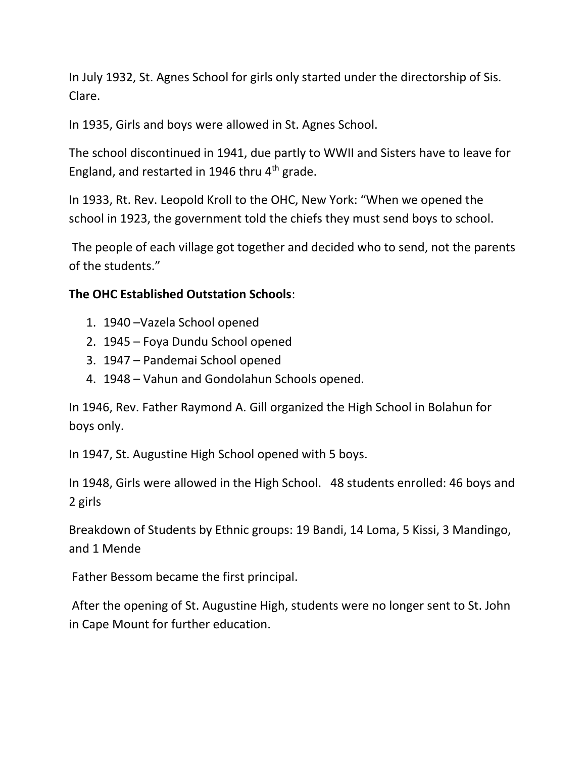In July 1932, St. Agnes School for girls only started under the directorship of Sis. Clare.

In 1935, Girls and boys were allowed in St. Agnes School.

The school discontinued in 1941, due partly to WWII and Sisters have to leave for England, and restarted in 1946 thru 4th grade.

In 1933, Rt. Rev. Leopold Kroll to the OHC, New York: "When we opened the school in 1923, the government told the chiefs they must send boys to school.

The people of each village got together and decided who to send, not the parents of the students."

**The OHC Established Outstation Schools**:

1. 1940 –Vazela School opened
2. 1945 – Foya Dundu School opened
3. 1947 – Pandemai School opened
4. 1948 – Vahun and Gondolahun Schools opened.

In 1946, Rev. Father Raymond A. Gill organized the High School in Bolahun for boys only.

In 1947, St. Augustine High School opened with 5 boys.

In 1948, Girls were allowed in the High School. 48 students enrolled: 46 boys and 2 girls

Breakdown of Students by Ethnic groups: 19 Bandi, 14 Loma, 5 Kissi, 3 Mandingo, and 1 Mende

Father Bessom became the first principal.

After the opening of St. Augustine High, students were no longer sent to St. John in Cape Mount for further education.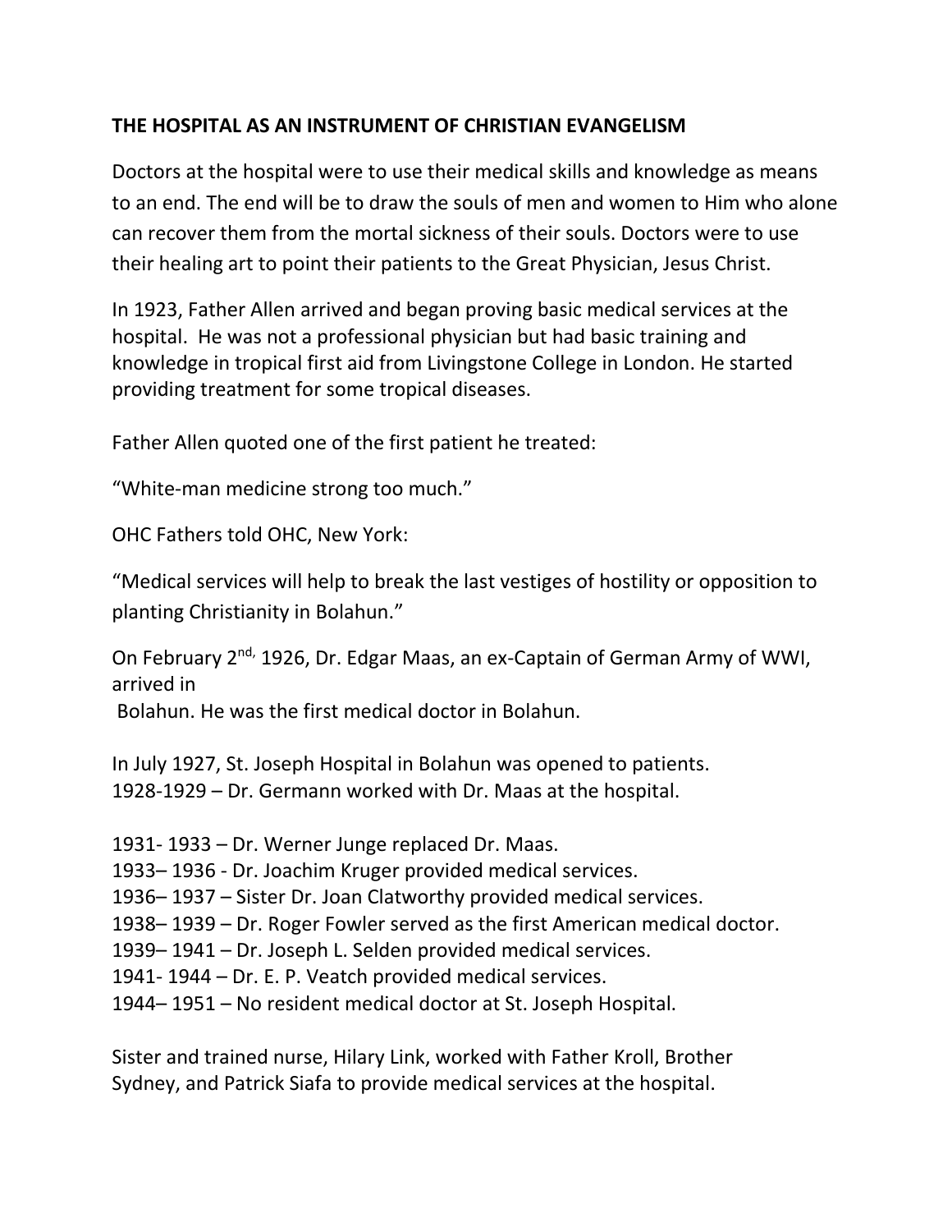**THE HOSPITAL AS AN INSTRUMENT OF CHRISTIAN EVANGELISM**

Doctors at the hospital were to use their medical skills and knowledge as means to an end. The end will be to draw the souls of men and women to Him who alone can recover them from the mortal sickness of their souls. Doctors were to use their healing art to point their patients to the Great Physician, Jesus Christ.

In 1923, Father Allen arrived and began proving basic medical services at the hospital. He was not a professional physician but had basic training and knowledge in tropical first aid from Livingstone College in London. He started providing treatment for some tropical diseases.

Father Allen quoted one of the first patient he treated:

"White-man medicine strong too much."

OHC Fathers told OHC, New York:

"Medical services will help to break the last vestiges of hostility or opposition to planting Christianity in Bolahun."

On February 2nd, 1926, Dr. Edgar Maas, an ex-Captain of German Army of WWI, arrived in Bolahun. He was the first medical doctor in Bolahun.

In July 1927, St. Joseph Hospital in Bolahun was opened to patients.
1928-1929 – Dr. Germann worked with Dr. Maas at the hospital.

1931- 1933 – Dr. Werner Junge replaced Dr. Maas.
1933– 1936 - Dr. Joachim Kruger provided medical services.
1936– 1937 – Sister Dr. Joan Clatworthy provided medical services.
1938– 1939 – Dr. Roger Fowler served as the first American medical doctor.
1939– 1941 – Dr. Joseph L. Selden provided medical services.
1941- 1944 – Dr. E. P. Veatch provided medical services.
1944– 1951 – No resident medical doctor at St. Joseph Hospital.

Sister and trained nurse, Hilary Link, worked with Father Kroll, Brother Sydney, and Patrick Siafa to provide medical services at the hospital.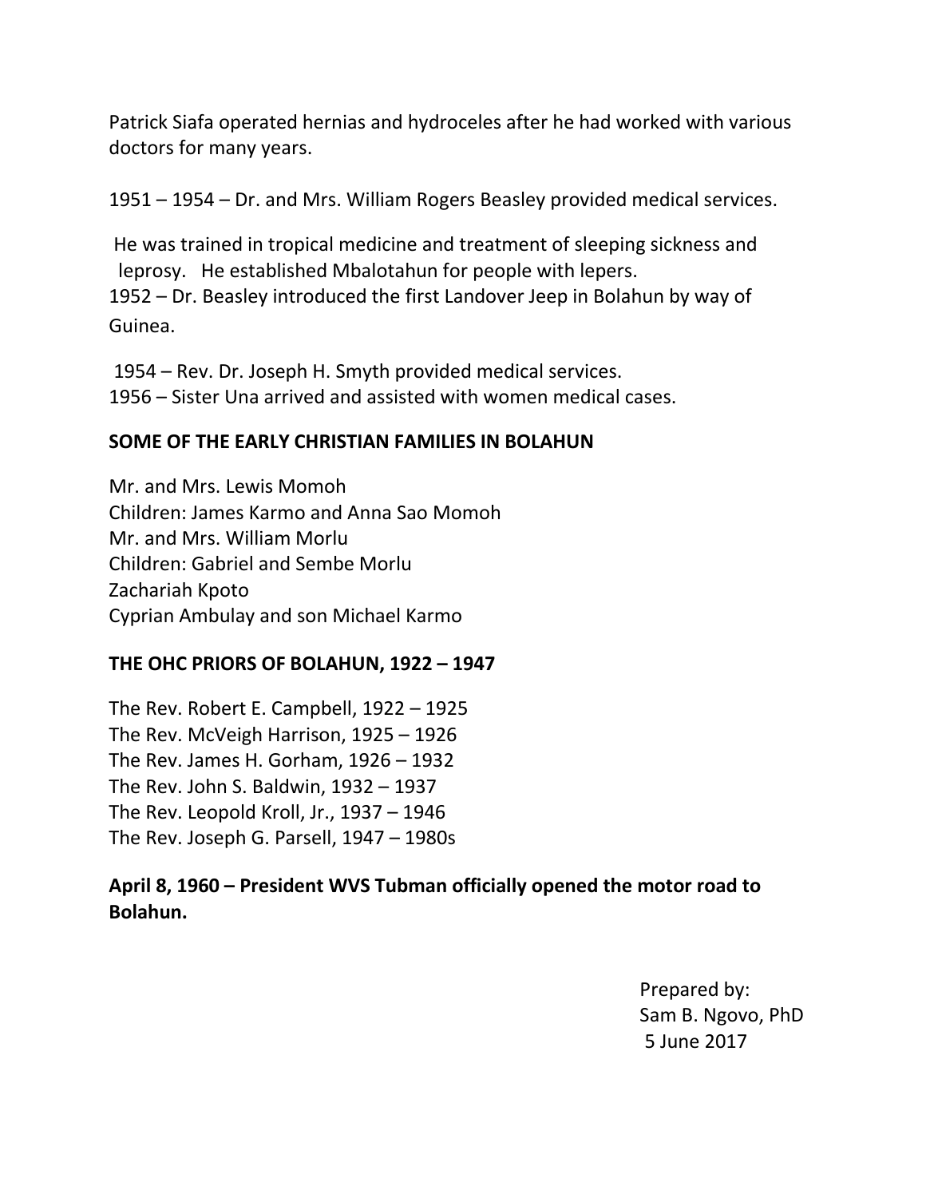Patrick Siafa operated hernias and hydroceles after he had worked with various doctors for many years.

1951 – 1954 – Dr. and Mrs. William Rogers Beasley provided medical services.

He was trained in tropical medicine and treatment of sleeping sickness and leprosy. He established Mbalotahun for people with lepers.
1952 – Dr. Beasley introduced the first Landover Jeep in Bolahun by way of Guinea.

1954 – Rev. Dr. Joseph H. Smyth provided medical services.
1956 – Sister Una arrived and assisted with women medical cases.

**SOME OF THE EARLY CHRISTIAN FAMILIES IN BOLAHUN**

Mr. and Mrs. Lewis Momoh
Children: James Karmo and Anna Sao Momoh
Mr. and Mrs. William Morlu
Children: Gabriel and Sembe Morlu
Zachariah Kpoto
Cyprian Ambulay and son Michael Karmo

**THE OHC PRIORS OF BOLAHUN, 1922 – 1947**

The Rev. Robert E. Campbell, 1922 – 1925
The Rev. McVeigh Harrison, 1925 – 1926
The Rev. James H. Gorham, 1926 – 1932
The Rev. John S. Baldwin, 1932 – 1937
The Rev. Leopold Kroll, Jr., 1937 – 1946
The Rev. Joseph G. Parsell, 1947 – 1980s

**April 8, 1960 – President WVS Tubman officially opened the motor road to Bolahun.**

Prepared by:
Sam B. Ngovo, PhD
5 June 2017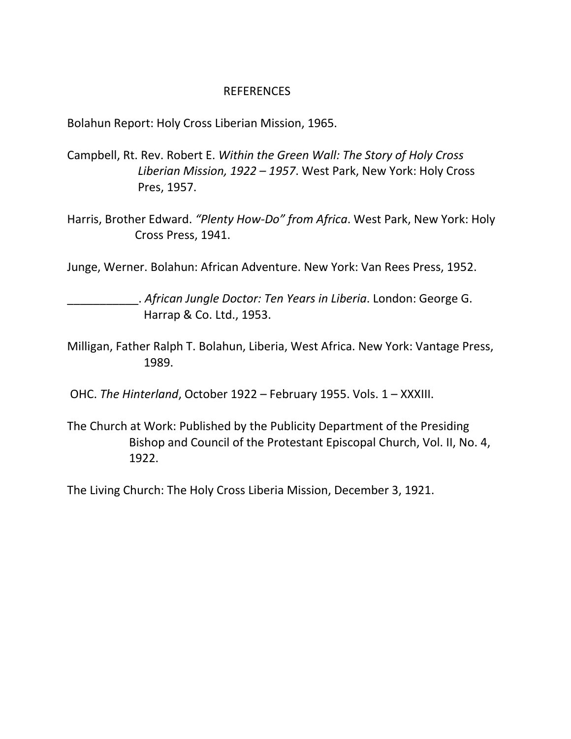# REFERENCES

Bolahun Report: Holy Cross Liberian Mission, 1965.

Campbell, Rt. Rev. Robert E. *Within the Green Wall: The Story of Holy Cross Liberian Mission, 1922 – 1957*. West Park, New York: Holy Cross Pres, 1957.

Harris, Brother Edward. *"Plenty How-Do" from Africa*. West Park, New York: Holy Cross Press, 1941.

Junge, Werner. Bolahun: African Adventure. New York: Van Rees Press, 1952.

___________. *African Jungle Doctor: Ten Years in Liberia*. London: George G. Harrap & Co. Ltd., 1953.

Milligan, Father Ralph T. Bolahun, Liberia, West Africa. New York: Vantage Press, 1989.

OHC. *The Hinterland*, October 1922 – February 1955. Vols. 1 – XXXIII.

The Church at Work: Published by the Publicity Department of the Presiding Bishop and Council of the Protestant Episcopal Church, Vol. II, No. 4, 1922.

The Living Church: The Holy Cross Liberia Mission, December 3, 1921.